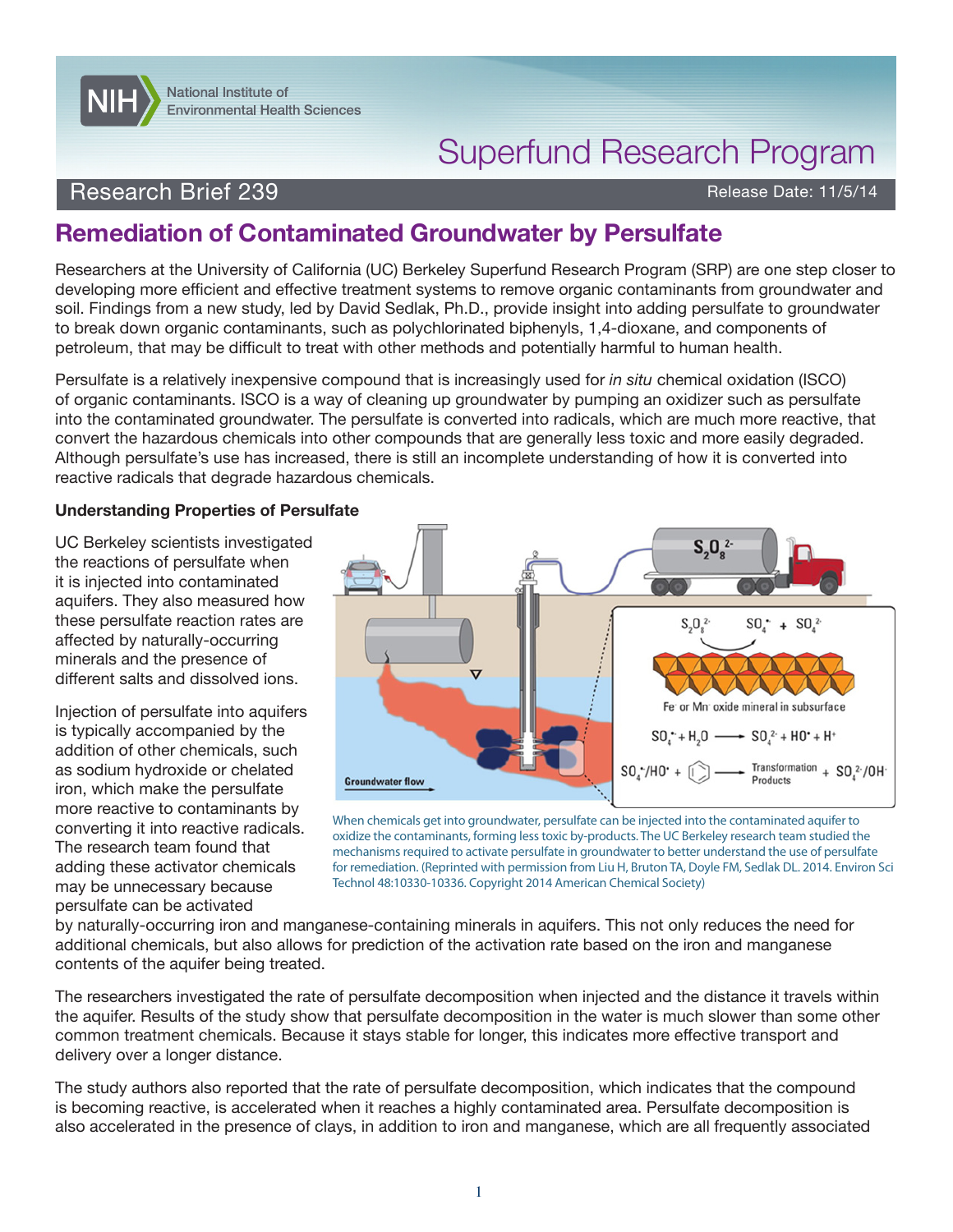# Remediation of Contaminated Groundwater by Persulfate

Superfund Research Program

Research Brief 239 — Release Date: 11/5/14

Researchers at the University of California (UC) Berkeley Superfund Research Program (SRP) are one step closer to developing more efficient and effective treatment systems to remove organic contaminants from groundwater and soil. Findings from a new study, led by David Sedlak, Ph.D., provide insight into adding persulfate to groundwater to break down organic contaminants, such as polychlorinated biphenyls, 1,4-dioxane, and components of petroleum, that may be difficult to treat with other methods and potentially harmful to human health.

Persulfate is a relatively inexpensive compound that is increasingly used for *in situ* chemical oxidation (ISCO) of organic contaminants. ISCO is a way of cleaning up groundwater by pumping an oxidizer such as persulfate into the contaminated groundwater. The persulfate is converted into radicals, which are much more reactive, that convert the hazardous chemicals into other compounds that are generally less toxic and more easily degraded. Although persulfate's use has increased, there is still an incomplete understanding of how it is converted into reactive radicals that degrade hazardous chemicals.

## Understanding Properties of Persulfate

UC Berkeley scientists investigated the reactions of persulfate when it is injected into contaminated aquifers. They also measured how these persulfate reaction rates are affected by naturally-occurring minerals and the presence of different salts and dissolved ions.

Injection of persulfate into aquifers is typically accompanied by the addition of other chemicals, such as sodium hydroxide or chelated iron, which make the persulfate more reactive to contaminants by converting it into reactive radicals. The research team found that adding these activator chemicals may be unnecessary because persulfate can be activated by naturally-occurring iron and manganese-containing minerals in aquifers. This not only reduces the need for additional chemicals, but also allows for prediction of the activation rate based on the iron and manganese contents of the aquifer being treated.

$S_2O_8^{2-}$

$S_2O_8^{2-}$ → $SO_4^{\bullet-}$ + $SO_4^{2-}$

Fe or Mn oxide mineral in subsurface

$SO_4^{\bullet-} + H_2O \longrightarrow SO_4^{2-} + HO^{\bullet} + H^{+}$

$SO_4^{\bullet-}/HO^{\bullet}$ + [benzene ring] ⟶ Transformation Products + $SO_4^{2-}/OH^{-}$

Groundwater flow

When chemicals get into groundwater, persulfate can be injected into the contaminated aquifer to oxidize the contaminants, forming less toxic by-products. The UC Berkeley research team studied the mechanisms required to activate persulfate in groundwater to better understand the use of persulfate for remediation. (Reprinted with permission from Liu H, Bruton TA, Doyle FM, Sedlak DL. 2014. Environ Sci Technol 48:10330-10336. Copyright 2014 American Chemical Society)

The researchers investigated the rate of persulfate decomposition when injected and the distance it travels within the aquifer. Results of the study show that persulfate decomposition in the water is much slower than some other common treatment chemicals. Because it stays stable for longer, this indicates more effective transport and delivery over a longer distance.

The study authors also reported that the rate of persulfate decomposition, which indicates that the compound is becoming reactive, is accelerated when it reaches a highly contaminated area. Persulfate decomposition is also accelerated in the presence of clays, in addition to iron and manganese, which are all frequently associated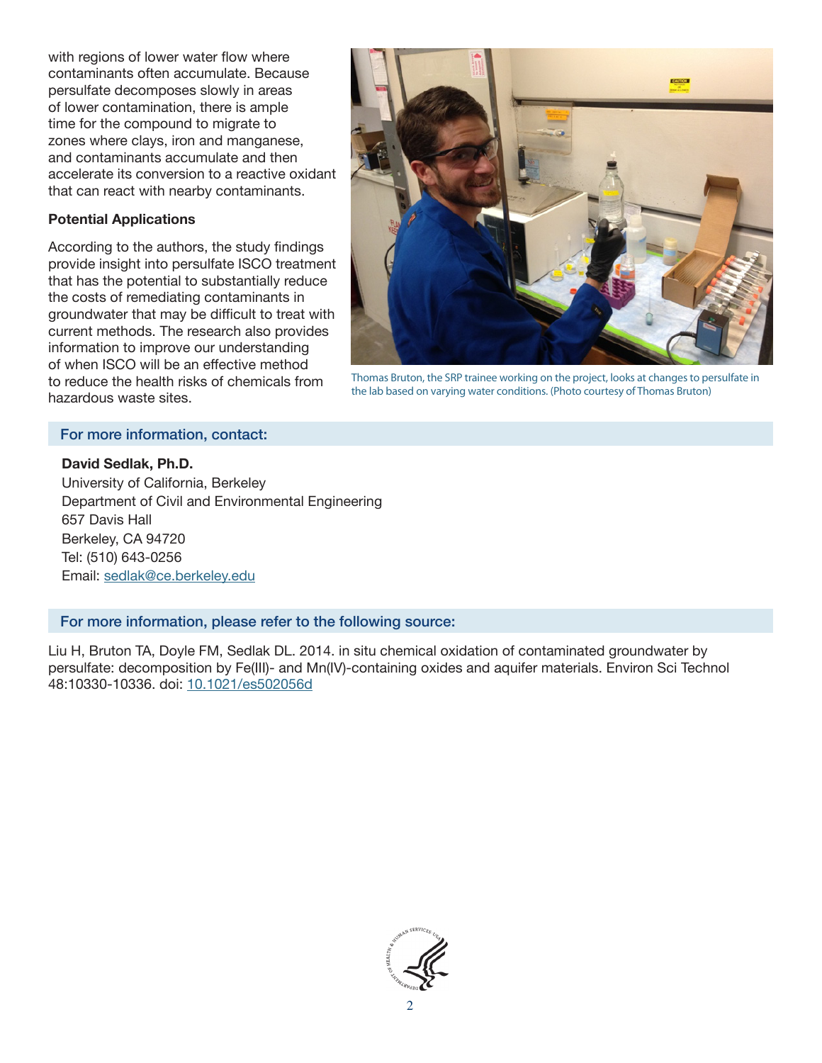with regions of lower water flow where contaminants often accumulate. Because persulfate decomposes slowly in areas of lower contamination, there is ample time for the compound to migrate to zones where clays, iron and manganese, and contaminants accumulate and then accelerate its conversion to a reactive oxidant that can react with nearby contaminants.

**Potential Applications**

According to the authors, the study findings provide insight into persulfate ISCO treatment that has the potential to substantially reduce the costs of remediating contaminants in groundwater that may be difficult to treat with current methods. The research also provides information to improve our understanding of when ISCO will be an effective method to reduce the health risks of chemicals from hazardous waste sites.

Thomas Bruton, the SRP trainee working on the project, looks at changes to persulfate in the lab based on varying water conditions. (Photo courtesy of Thomas Bruton)

## For more information, contact:

**David Sedlak, Ph.D.**
University of California, Berkeley
Department of Civil and Environmental Engineering
657 Davis Hall
Berkeley, CA 94720
Tel: (510) 643-0256
Email: sedlak@ce.berkeley.edu

## For more information, please refer to the following source:

Liu H, Bruton TA, Doyle FM, Sedlak DL. 2014. in situ chemical oxidation of contaminated groundwater by persulfate: decomposition by Fe(III)- and Mn(IV)-containing oxides and aquifer materials. Environ Sci Technol 48:10330-10336. doi: 10.1021/es502056d